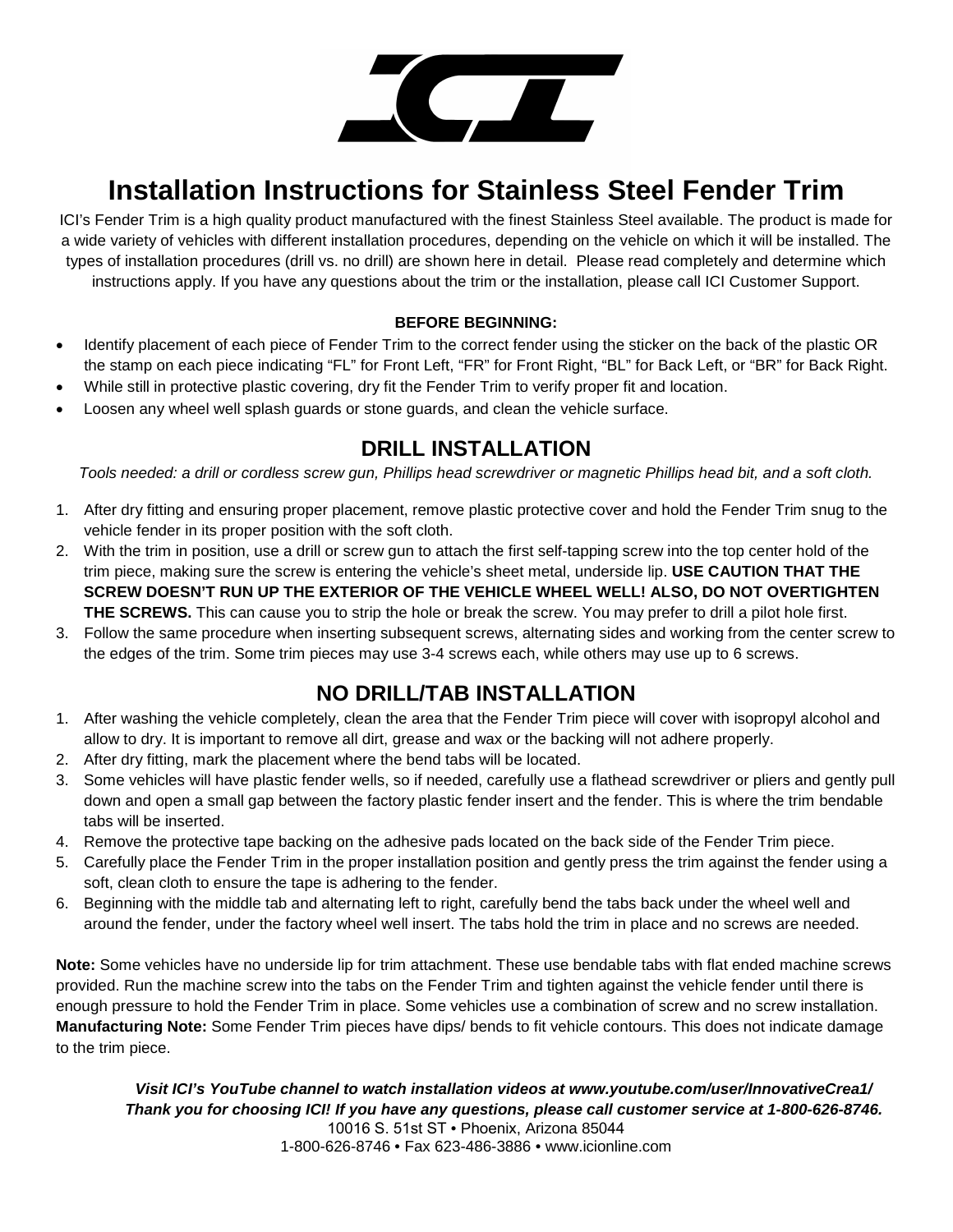# Installation Instructions for Stainless Steel Fender Trim

ICI's Fender Trim is a high quality product manufactured with the finest Stainless Steel available. The product is made for a wide variety of vehicles with different installation procedures, depending on the vehicle on which it will be installed. The types of installation procedures (drill vs. no drill) are shown here in detail. Please read completely and determine which instructions apply. If you have any questions about the trim or the installation, please call ICI Customer Support.

**BEFORE BEGINNING:**

- Identify placement of each piece of Fender Trim to the correct fender using the sticker on the back of the plastic OR the stamp on each piece indicating "FL" for Front Left, "FR" for Front Right, "BL" for Back Left, or "BR" for Back Right.
- While still in protective plastic covering, dry fit the Fender Trim to verify proper fit and location.
- Loosen any wheel well splash guards or stone guards, and clean the vehicle surface.

## DRILL INSTALLATION

*Tools needed: a drill or cordless screw gun, Phillips head screwdriver or magnetic Phillips head bit, and a soft cloth.*

1. After dry fitting and ensuring proper placement, remove plastic protective cover and hold the Fender Trim snug to the vehicle fender in its proper position with the soft cloth.
2. With the trim in position, use a drill or screw gun to attach the first self-tapping screw into the top center hold of the trim piece, making sure the screw is entering the vehicle's sheet metal, underside lip. **USE CAUTION THAT THE SCREW DOESN'T RUN UP THE EXTERIOR OF THE VEHICLE WHEEL WELL! ALSO, DO NOT OVERTIGHTEN THE SCREWS.** This can cause you to strip the hole or break the screw. You may prefer to drill a pilot hole first.
3. Follow the same procedure when inserting subsequent screws, alternating sides and working from the center screw to the edges of the trim. Some trim pieces may use 3-4 screws each, while others may use up to 6 screws.

## NO DRILL/TAB INSTALLATION

1. After washing the vehicle completely, clean the area that the Fender Trim piece will cover with isopropyl alcohol and allow to dry. It is important to remove all dirt, grease and wax or the backing will not adhere properly.
2. After dry fitting, mark the placement where the bend tabs will be located.
3. Some vehicles will have plastic fender wells, so if needed, carefully use a flathead screwdriver or pliers and gently pull down and open a small gap between the factory plastic fender insert and the fender. This is where the trim bendable tabs will be inserted.
4. Remove the protective tape backing on the adhesive pads located on the back side of the Fender Trim piece.
5. Carefully place the Fender Trim in the proper installation position and gently press the trim against the fender using a soft, clean cloth to ensure the tape is adhering to the fender.
6. Beginning with the middle tab and alternating left to right, carefully bend the tabs back under the wheel well and around the fender, under the factory wheel well insert. The tabs hold the trim in place and no screws are needed.

**Note:** Some vehicles have no underside lip for trim attachment. These use bendable tabs with flat ended machine screws provided. Run the machine screw into the tabs on the Fender Trim and tighten against the vehicle fender until there is enough pressure to hold the Fender Trim in place. Some vehicles use a combination of screw and no screw installation.
**Manufacturing Note:** Some Fender Trim pieces have dips/ bends to fit vehicle contours. This does not indicate damage to the trim piece.

***Visit ICI's YouTube channel to watch installation videos at www.youtube.com/user/InnovativeCrea1/***
***Thank you for choosing ICI! If you have any questions, please call customer service at 1-800-626-8746.***

10016 S. 51st ST • Phoenix, Arizona 85044
1-800-626-8746 • Fax 623-486-3886 • www.icionline.com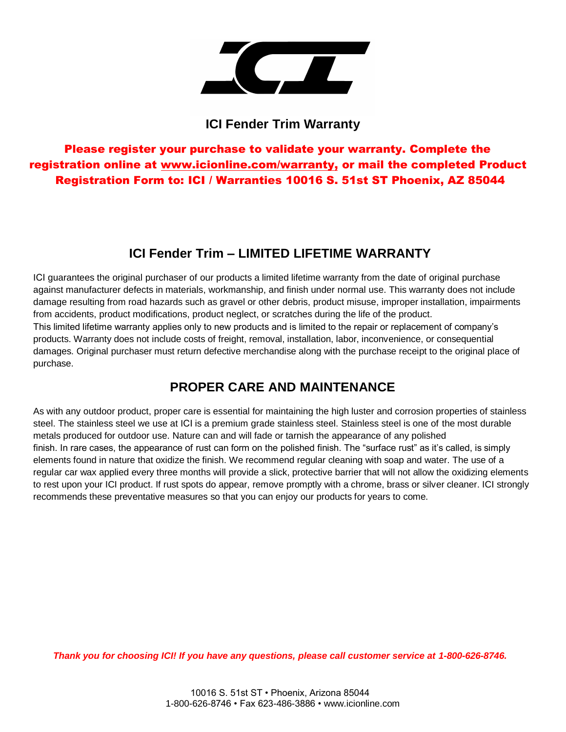## ICI Fender Trim Warranty

**Please register your purchase to validate your warranty. Complete the registration online at www.icionline.com/warranty, or mail the completed Product Registration Form to: ICI / Warranties 10016 S. 51st ST Phoenix, AZ 85044**

## ICI Fender Trim – LIMITED LIFETIME WARRANTY

ICI guarantees the original purchaser of our products a limited lifetime warranty from the date of original purchase against manufacturer defects in materials, workmanship, and finish under normal use. This warranty does not include damage resulting from road hazards such as gravel or other debris, product misuse, improper installation, impairments from accidents, product modifications, product neglect, or scratches during the life of the product.
This limited lifetime warranty applies only to new products and is limited to the repair or replacement of company's products. Warranty does not include costs of freight, removal, installation, labor, inconvenience, or consequential damages. Original purchaser must return defective merchandise along with the purchase receipt to the original place of purchase.

## PROPER CARE AND MAINTENANCE

As with any outdoor product, proper care is essential for maintaining the high luster and corrosion properties of stainless steel. The stainless steel we use at ICI is a premium grade stainless steel. Stainless steel is one of the most durable metals produced for outdoor use. Nature can and will fade or tarnish the appearance of any polished finish. In rare cases, the appearance of rust can form on the polished finish. The "surface rust" as it's called, is simply elements found in nature that oxidize the finish. We recommend regular cleaning with soap and water. The use of a regular car wax applied every three months will provide a slick, protective barrier that will not allow the oxidizing elements to rest upon your ICI product. If rust spots do appear, remove promptly with a chrome, brass or silver cleaner. ICI strongly recommends these preventative measures so that you can enjoy our products for years to come.

***Thank you for choosing ICI! If you have any questions, please call customer service at 1-800-626-8746.***

10016 S. 51st ST • Phoenix, Arizona 85044
1-800-626-8746 • Fax 623-486-3886 • www.icionline.com